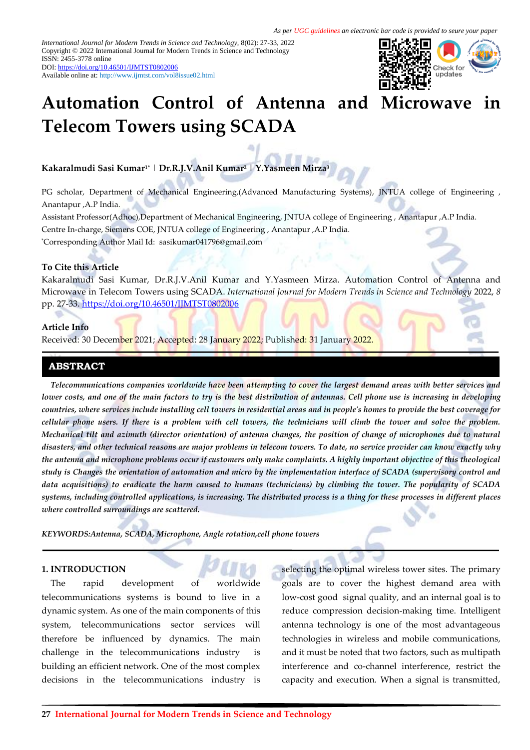As per UGC guidelines an electronic bar code is provided to seure your paper

*International Journal for Modern Trends in Science and Technology*, 8(02): 27-33, 2022
Copyright © 2022 International Journal for Modern Trends in Science and Technology
ISSN: 2455-3778 online
DOI: https://doi.org/10.46501/IJMTST0802006
Available online at: http://www.ijmtst.com/vol8issue02.html

# Automation Control of Antenna and Microwave in Telecom Towers using SCADA

**Kakaralmudi Sasi Kumar[1*] | Dr.R.J.V.Anil Kumar[2] | Y.Yasmeen Mirza[3]**

PG scholar, Department of Mechanical Engineering,(Advanced Manufacturing Systems), JNTUA college of Engineering , Anantapur ,A.P India.
Assistant Professor(Adhoc),Department of Mechanical Engineering, JNTUA college of Engineering , Anantapur ,A.P India.
Centre In-charge, Siemens COE, JNTUA college of Engineering , Anantapur ,A.P India.
*Corresponding Author Mail Id: sasikumar041796@gmail.com

### To Cite this Article

Kakaralmudi Sasi Kumar, Dr.R.J.V.Anil Kumar and Y.Yasmeen Mirza. Automation Control of Antenna and Microwave in Telecom Towers using SCADA. *International Journal for Modern Trends in Science and Technology* 2022, *8* pp. 27-33. https://doi.org/10.46501/IJMTST0802006

### Article Info

Received: 30 December 2021; Accepted: 28 January 2022; Published: 31 January 2022.

## ABSTRACT

*Telecommunications companies worldwide have been attempting to cover the largest demand areas with better services and lower costs, and one of the main factors to try is the best distribution of antennas. Cell phone use is increasing in developing countries, where services include installing cell towers in residential areas and in people's homes to provide the best coverage for cellular phone users. If there is a problem with cell towers, the technicians will climb the tower and solve the problem. Mechanical tilt and azimuth (director orientation) of antenna changes, the position of change of microphones due to natural disasters, and other technical reasons are major problems in telecom towers. To date, no service provider can know exactly why the antenna and microphone problems occur if customers only make complaints. A highly important objective of this theological study is Changes the orientation of automation and micro by the implementation interface of SCADA (supervisory control and data acquisitions) to eradicate the harm caused to humans (technicians) by climbing the tower. The popularity of SCADA systems, including controlled applications, is increasing. The distributed process is a thing for these processes in different places where controlled surroundings are scattered.*

*KEYWORDS:Antenna, SCADA, Microphone, Angle rotation,cell phone towers*

## 1. INTRODUCTION

The rapid development of worldwide telecommunications systems is bound to live in a dynamic system. As one of the main components of this system, telecommunications sector services will therefore be influenced by dynamics. The main challenge in the telecommunications industry is building an efficient network. One of the most complex decisions in the telecommunications industry is selecting the optimal wireless tower sites. The primary goals are to cover the highest demand area with low-cost good signal quality, and an internal goal is to reduce compression decision-making time. Intelligent antenna technology is one of the most advantageous technologies in wireless and mobile communications, and it must be noted that two factors, such as multipath interference and co-channel interference, restrict the capacity and execution. When a signal is transmitted,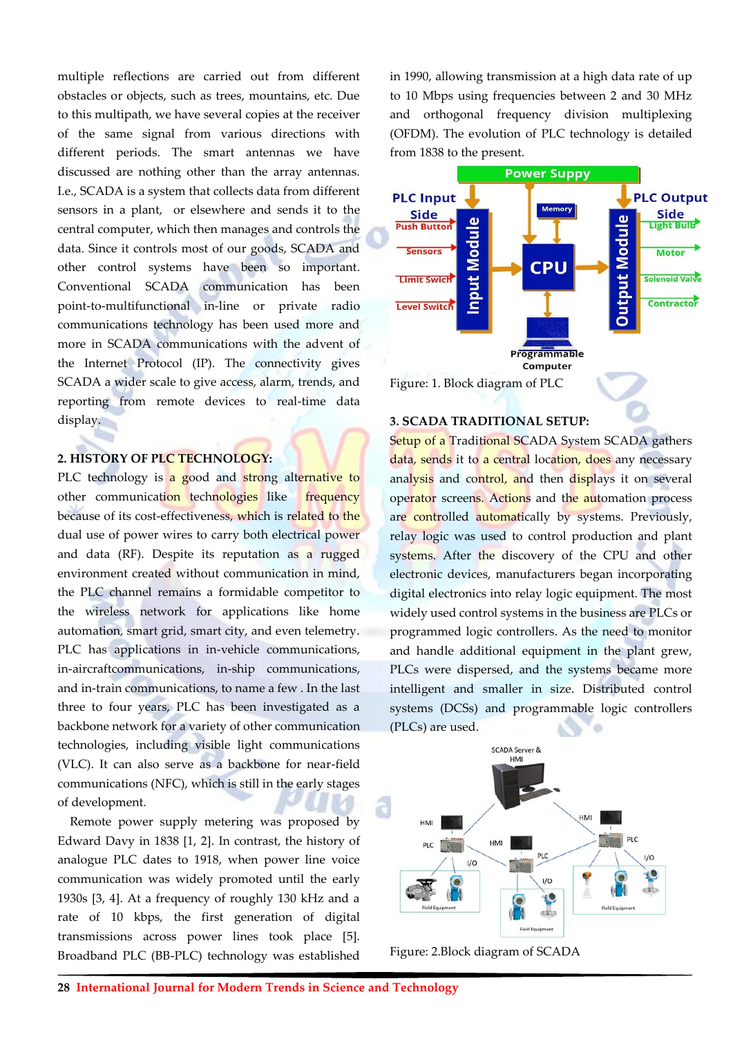multiple reflections are carried out from different obstacles or objects, such as trees, mountains, etc. Due to this multipath, we have several copies at the receiver of the same signal from various directions with different periods. The smart antennas we have discussed are nothing other than the array antennas. I.e., SCADA is a system that collects data from different sensors in a plant, or elsewhere and sends it to the central computer, which then manages and controls the data. Since it controls most of our goods, SCADA and other control systems have been so important. Conventional SCADA communication has been point-to-multifunctional in-line or private radio communications technology has been used more and more in SCADA communications with the advent of the Internet Protocol (IP). The connectivity gives SCADA a wider scale to give access, alarm, trends, and reporting from remote devices to real-time data display.

## 2. HISTORY OF PLC TECHNOLOGY:

PLC technology is a good and strong alternative to other communication technologies like frequency because of its cost-effectiveness, which is related to the dual use of power wires to carry both electrical power and data (RF). Despite its reputation as a rugged environment created without communication in mind, the PLC channel remains a formidable competitor to the wireless network for applications like home automation, smart grid, smart city, and even telemetry. PLC has applications in in-vehicle communications, in-aircraftcommunications, in-ship communications, and in-train communications, to name a few . In the last three to four years, PLC has been investigated as a backbone network for a variety of other communication technologies, including visible light communications (VLC). It can also serve as a backbone for near-field communications (NFC), which is still in the early stages of development.

Remote power supply metering was proposed by Edward Davy in 1838 [1, 2]. In contrast, the history of analogue PLC dates to 1918, when power line voice communication was widely promoted until the early 1930s [3, 4]. At a frequency of roughly 130 kHz and a rate of 10 kbps, the first generation of digital transmissions across power lines took place [5]. Broadband PLC (BB-PLC) technology was established in 1990, allowing transmission at a high data rate of up to 10 Mbps using frequencies between 2 and 30 MHz and orthogonal frequency division multiplexing (OFDM). The evolution of PLC technology is detailed from 1838 to the present.

Figure: 1. Block diagram of PLC

## 3. SCADA TRADITIONAL SETUP:

Setup of a Traditional SCADA System SCADA gathers data, sends it to a central location, does any necessary analysis and control, and then displays it on several operator screens. Actions and the automation process are controlled automatically by systems. Previously, relay logic was used to control production and plant systems. After the discovery of the CPU and other electronic devices, manufacturers began incorporating digital electronics into relay logic equipment. The most widely used control systems in the business are PLCs or programmed logic controllers. As the need to monitor and handle additional equipment in the plant grew, PLCs were dispersed, and the systems became more intelligent and smaller in size. Distributed control systems (DCSs) and programmable logic controllers (PLCs) are used.

Figure: 2.Block diagram of SCADA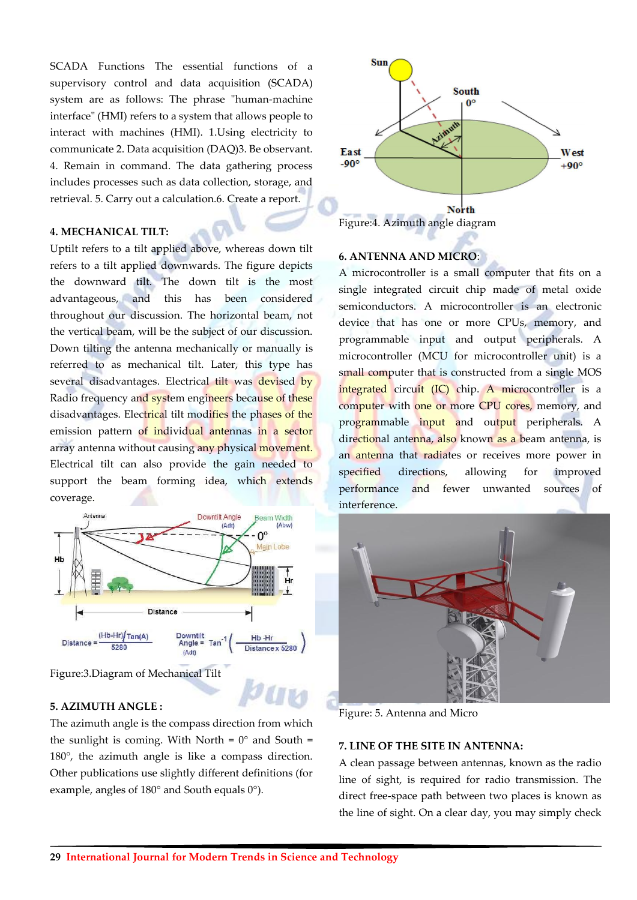SCADA Functions The essential functions of a supervisory control and data acquisition (SCADA) system are as follows: The phrase "human-machine interface" (HMI) refers to a system that allows people to interact with machines (HMI). 1.Using electricity to communicate 2. Data acquisition (DAQ)3. Be observant. 4. Remain in command. The data gathering process includes processes such as data collection, storage, and retrieval. 5. Carry out a calculation.6. Create a report.

### 4. MECHANICAL TILT:

Uptilt refers to a tilt applied above, whereas down tilt refers to a tilt applied downwards. The figure depicts the downward tilt. The down tilt is the most advantageous, and this has been considered throughout our discussion. The horizontal beam, not the vertical beam, will be the subject of our discussion. Down tilting the antenna mechanically or manually is referred to as mechanical tilt. Later, this type has several disadvantages. Electrical tilt was devised by Radio frequency and system engineers because of these disadvantages. Electrical tilt modifies the phases of the emission pattern of individual antennas in a sector array antenna without causing any physical movement. Electrical tilt can also provide the gain needed to support the beam forming idea, which extends coverage.

Figure:3.Diagram of Mechanical Tilt

### 5. AZIMUTH ANGLE :

The azimuth angle is the compass direction from which the sunlight is coming. With North = 0° and South = 180°, the azimuth angle is like a compass direction. Other publications use slightly different definitions (for example, angles of 180° and South equals 0°).

Figure:4. Azimuth angle diagram

### 6. ANTENNA AND MICRO:

A microcontroller is a small computer that fits on a single integrated circuit chip made of metal oxide semiconductors. A microcontroller is an electronic device that has one or more CPUs, memory, and programmable input and output peripherals. A microcontroller (MCU for microcontroller unit) is a small computer that is constructed from a single MOS integrated circuit (IC) chip. A microcontroller is a computer with one or more CPU cores, memory, and programmable input and output peripherals. A directional antenna, also known as a beam antenna, is an antenna that radiates or receives more power in specified directions, allowing for improved performance and fewer unwanted sources of interference.

Figure: 5. Antenna and Micro

### 7. LINE OF THE SITE IN ANTENNA:

A clean passage between antennas, known as the radio line of sight, is required for radio transmission. The direct free-space path between two places is known as the line of sight. On a clear day, you may simply check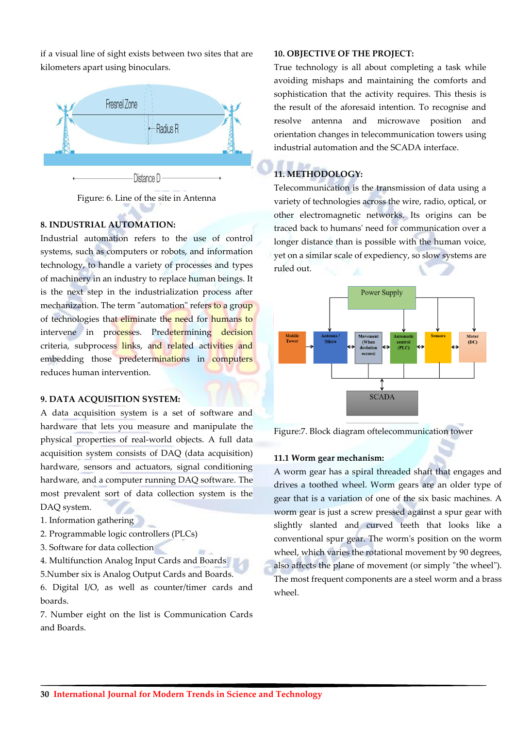if a visual line of sight exists between two sites that are kilometers apart using binoculars.

Figure: 6. Line of the site in Antenna

## 8. INDUSTRIAL AUTOMATION:

Industrial automation refers to the use of control systems, such as computers or robots, and information technology, to handle a variety of processes and types of machinery in an industry to replace human beings. It is the next step in the industrialization process after mechanization. The term "automation" refers to a group of technologies that eliminate the need for humans to intervene in processes. Predetermining decision criteria, subprocess links, and related activities and embedding those predeterminations in computers reduces human intervention.

## 9. DATA ACQUISITION SYSTEM:

A data acquisition system is a set of software and hardware that lets you measure and manipulate the physical properties of real-world objects. A full data acquisition system consists of DAQ (data acquisition) hardware, sensors and actuators, signal conditioning hardware, and a computer running DAQ software. The most prevalent sort of data collection system is the DAQ system.

1. Information gathering
2. Programmable logic controllers (PLCs)
3. Software for data collection
4. Multifunction Analog Input Cards and Boards
5. Number six is Analog Output Cards and Boards.
6. Digital I/O, as well as counter/timer cards and boards.
7. Number eight on the list is Communication Cards and Boards.

## 10. OBJECTIVE OF THE PROJECT:

True technology is all about completing a task while avoiding mishaps and maintaining the comforts and sophistication that the activity requires. This thesis is the result of the aforesaid intention. To recognise and resolve antenna and microwave position and orientation changes in telecommunication towers using industrial automation and the SCADA interface.

## 11. METHODOLOGY:

Telecommunication is the transmission of data using a variety of technologies across the wire, radio, optical, or other electromagnetic networks. Its origins can be traced back to humans' need for communication over a longer distance than is possible with the human voice, yet on a similar scale of expediency, so slow systems are ruled out.

Figure:7. Block diagram oftelecommunication tower

### 11.1 Worm gear mechanism:

A worm gear has a spiral threaded shaft that engages and drives a toothed wheel. Worm gears are an older type of gear that is a variation of one of the six basic machines. A worm gear is just a screw pressed against a spur gear with slightly slanted and curved teeth that looks like a conventional spur gear. The worm's position on the worm wheel, which varies the rotational movement by 90 degrees, also affects the plane of movement (or simply "the wheel"). The most frequent components are a steel worm and a brass wheel.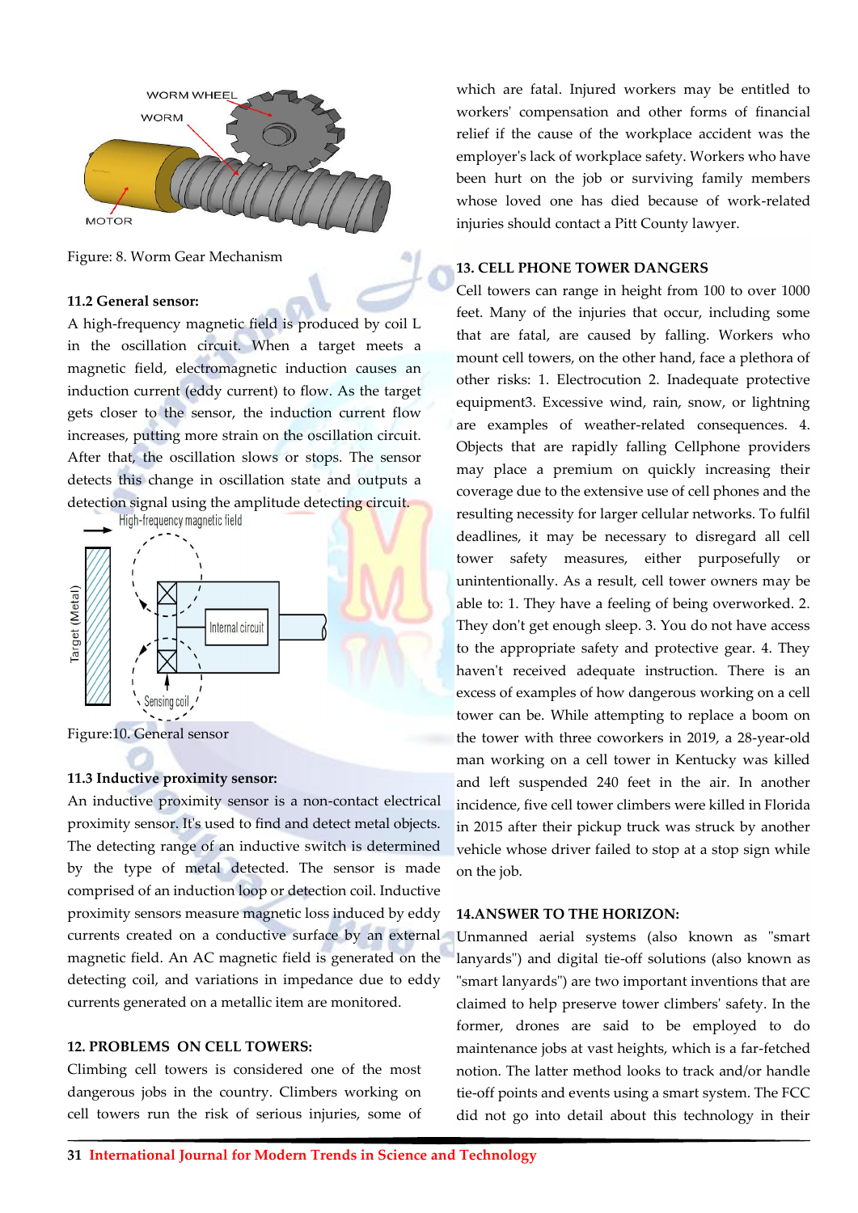Figure: 8. Worm Gear Mechanism

### 11.2 General sensor:

A high-frequency magnetic field is produced by coil L in the oscillation circuit. When a target meets a magnetic field, electromagnetic induction causes an induction current (eddy current) to flow. As the target gets closer to the sensor, the induction current flow increases, putting more strain on the oscillation circuit. After that, the oscillation slows or stops. The sensor detects this change in oscillation state and outputs a detection signal using the amplitude detecting circuit.

Figure:10. General sensor

### 11.3 Inductive proximity sensor:

An inductive proximity sensor is a non-contact electrical proximity sensor. It's used to find and detect metal objects. The detecting range of an inductive switch is determined by the type of metal detected. The sensor is made comprised of an induction loop or detection coil. Inductive proximity sensors measure magnetic loss induced by eddy currents created on a conductive surface by an external magnetic field. An AC magnetic field is generated on the detecting coil, and variations in impedance due to eddy currents generated on a metallic item are monitored.

## 12. PROBLEMS ON CELL TOWERS:

Climbing cell towers is considered one of the most dangerous jobs in the country. Climbers working on cell towers run the risk of serious injuries, some of which are fatal. Injured workers may be entitled to workers' compensation and other forms of financial relief if the cause of the workplace accident was the employer's lack of workplace safety. Workers who have been hurt on the job or surviving family members whose loved one has died because of work-related injuries should contact a Pitt County lawyer.

## 13. CELL PHONE TOWER DANGERS

Cell towers can range in height from 100 to over 1000 feet. Many of the injuries that occur, including some that are fatal, are caused by falling. Workers who mount cell towers, on the other hand, face a plethora of other risks: 1. Electrocution 2. Inadequate protective equipment3. Excessive wind, rain, snow, or lightning are examples of weather-related consequences. 4. Objects that are rapidly falling Cellphone providers may place a premium on quickly increasing their coverage due to the extensive use of cell phones and the resulting necessity for larger cellular networks. To fulfil deadlines, it may be necessary to disregard all cell tower safety measures, either purposefully or unintentionally. As a result, cell tower owners may be able to: 1. They have a feeling of being overworked. 2. They don't get enough sleep. 3. You do not have access to the appropriate safety and protective gear. 4. They haven't received adequate instruction. There is an excess of examples of how dangerous working on a cell tower can be. While attempting to replace a boom on the tower with three coworkers in 2019, a 28-year-old man working on a cell tower in Kentucky was killed and left suspended 240 feet in the air. In another incidence, five cell tower climbers were killed in Florida in 2015 after their pickup truck was struck by another vehicle whose driver failed to stop at a stop sign while on the job.

## 14.ANSWER TO THE HORIZON:

Unmanned aerial systems (also known as "smart lanyards") and digital tie-off solutions (also known as "smart lanyards") are two important inventions that are claimed to help preserve tower climbers' safety. In the former, drones are said to be employed to do maintenance jobs at vast heights, which is a far-fetched notion. The latter method looks to track and/or handle tie-off points and events using a smart system. The FCC did not go into detail about this technology in their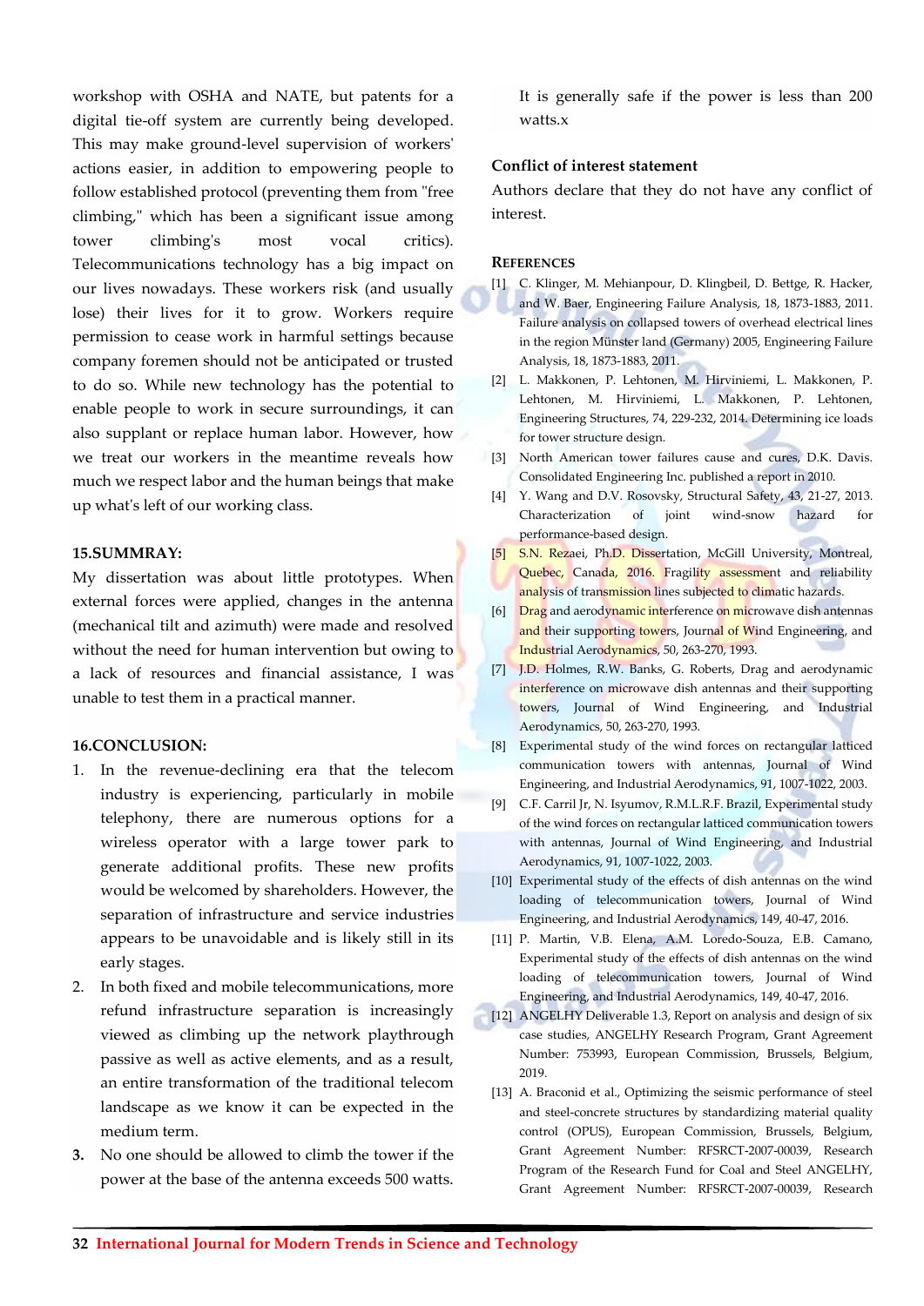workshop with OSHA and NATE, but patents for a digital tie-off system are currently being developed. This may make ground-level supervision of workers' actions easier, in addition to empowering people to follow established protocol (preventing them from "free climbing," which has been a significant issue among tower climbing's most vocal critics). Telecommunications technology has a big impact on our lives nowadays. These workers risk (and usually lose) their lives for it to grow. Workers require permission to cease work in harmful settings because company foremen should not be anticipated or trusted to do so. While new technology has the potential to enable people to work in secure surroundings, it can also supplant or replace human labor. However, how we treat our workers in the meantime reveals how much we respect labor and the human beings that make up what's left of our working class.

## 15.SUMMRAY:

My dissertation was about little prototypes. When external forces were applied, changes in the antenna (mechanical tilt and azimuth) were made and resolved without the need for human intervention but owing to a lack of resources and financial assistance, I was unable to test them in a practical manner.

## 16.CONCLUSION:

1. In the revenue-declining era that the telecom industry is experiencing, particularly in mobile telephony, there are numerous options for a wireless operator with a large tower park to generate additional profits. These new profits would be welcomed by shareholders. However, the separation of infrastructure and service industries appears to be unavoidable and is likely still in its early stages.
2. In both fixed and mobile telecommunications, more refund infrastructure separation is increasingly viewed as climbing up the network playthrough passive as well as active elements, and as a result, an entire transformation of the traditional telecom landscape as we know it can be expected in the medium term.
3. No one should be allowed to climb the tower if the power at the base of the antenna exceeds 500 watts. It is generally safe if the power is less than 200 watts.x

## Conflict of interest statement

Authors declare that they do not have any conflict of interest.

## REFERENCES

[1] C. Klinger, M. Mehianpour, D. Klingbeil, D. Bettge, R. Hacker, and W. Baer, Engineering Failure Analysis, 18, 1873-1883, 2011. Failure analysis on collapsed towers of overhead electrical lines in the region Münster land (Germany) 2005, Engineering Failure Analysis, 18, 1873-1883, 2011.

[2] L. Makkonen, P. Lehtonen, M. Hirviniemi, L. Makkonen, P. Lehtonen, M. Hirviniemi, L. Makkonen, P. Lehtonen, Engineering Structures, 74, 229-232, 2014. Determining ice loads for tower structure design.

[3] North American tower failures cause and cures, D.K. Davis. Consolidated Engineering Inc. published a report in 2010.

[4] Y. Wang and D.V. Rosovsky, Structural Safety, 43, 21-27, 2013. Characterization of joint wind-snow hazard for performance-based design.

[5] S.N. Rezaei, Ph.D. Dissertation, McGill University, Montreal, Quebec, Canada, 2016. Fragility assessment and reliability analysis of transmission lines subjected to climatic hazards.

[6] Drag and aerodynamic interference on microwave dish antennas and their supporting towers, Journal of Wind Engineering, and Industrial Aerodynamics, 50, 263-270, 1993.

[7] J.D. Holmes, R.W. Banks, G. Roberts, Drag and aerodynamic interference on microwave dish antennas and their supporting towers, Journal of Wind Engineering, and Industrial Aerodynamics, 50, 263-270, 1993.

[8] Experimental study of the wind forces on rectangular latticed communication towers with antennas, Journal of Wind Engineering, and Industrial Aerodynamics, 91, 1007-1022, 2003.

[9] C.F. Carril Jr, N. Isyumov, R.M.L.R.F. Brazil, Experimental study of the wind forces on rectangular latticed communication towers with antennas, Journal of Wind Engineering, and Industrial Aerodynamics, 91, 1007-1022, 2003.

[10] Experimental study of the effects of dish antennas on the wind loading of telecommunication towers, Journal of Wind Engineering, and Industrial Aerodynamics, 149, 40-47, 2016.

[11] P. Martin, V.B. Elena, A.M. Loredo-Souza, E.B. Camano, Experimental study of the effects of dish antennas on the wind loading of telecommunication towers, Journal of Wind Engineering, and Industrial Aerodynamics, 149, 40-47, 2016.

[12] ANGELHY Deliverable 1.3, Report on analysis and design of six case studies, ANGELHY Research Program, Grant Agreement Number: 753993, European Commission, Brussels, Belgium, 2019.

[13] A. Braconid et al., Optimizing the seismic performance of steel and steel-concrete structures by standardizing material quality control (OPUS), European Commission, Brussels, Belgium, Grant Agreement Number: RFSRCT-2007-00039, Research Program of the Research Fund for Coal and Steel ANGELHY, Grant Agreement Number: RFSRCT-2007-00039, Research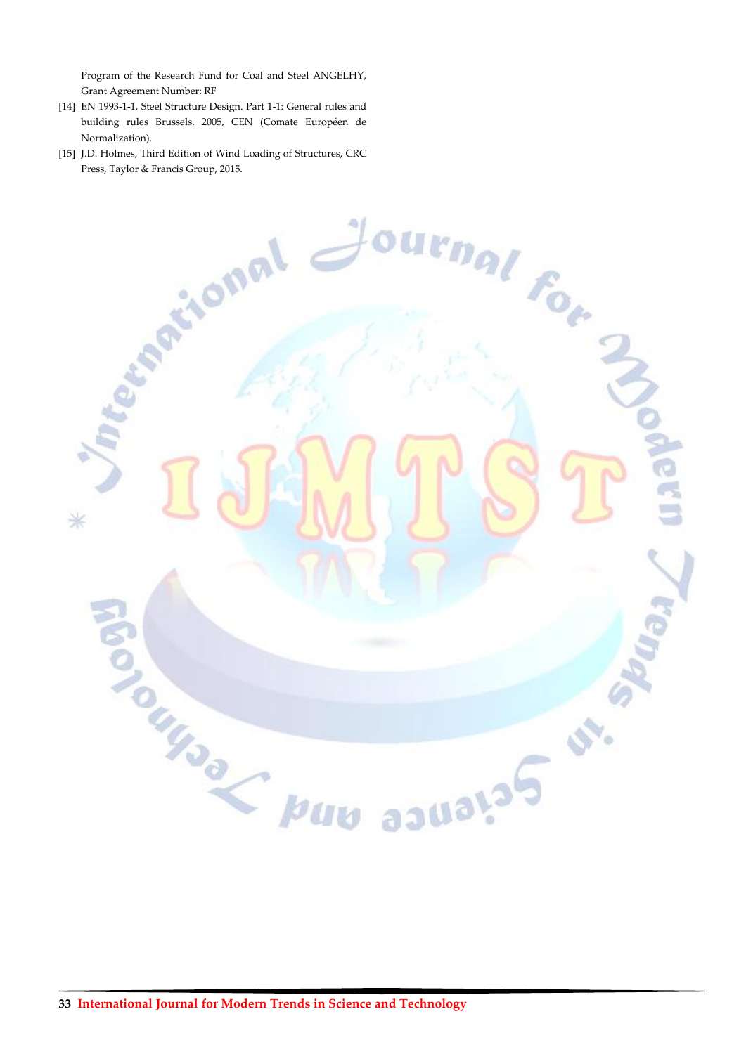Program of the Research Fund for Coal and Steel ANGELHY, Grant Agreement Number: RF

[14] EN 1993-1-1, Steel Structure Design. Part 1-1: General rules and building rules Brussels. 2005, CEN (Comate Européen de Normalization).

[15] J.D. Holmes, Third Edition of Wind Loading of Structures, CRC Press, Taylor & Francis Group, 2015.